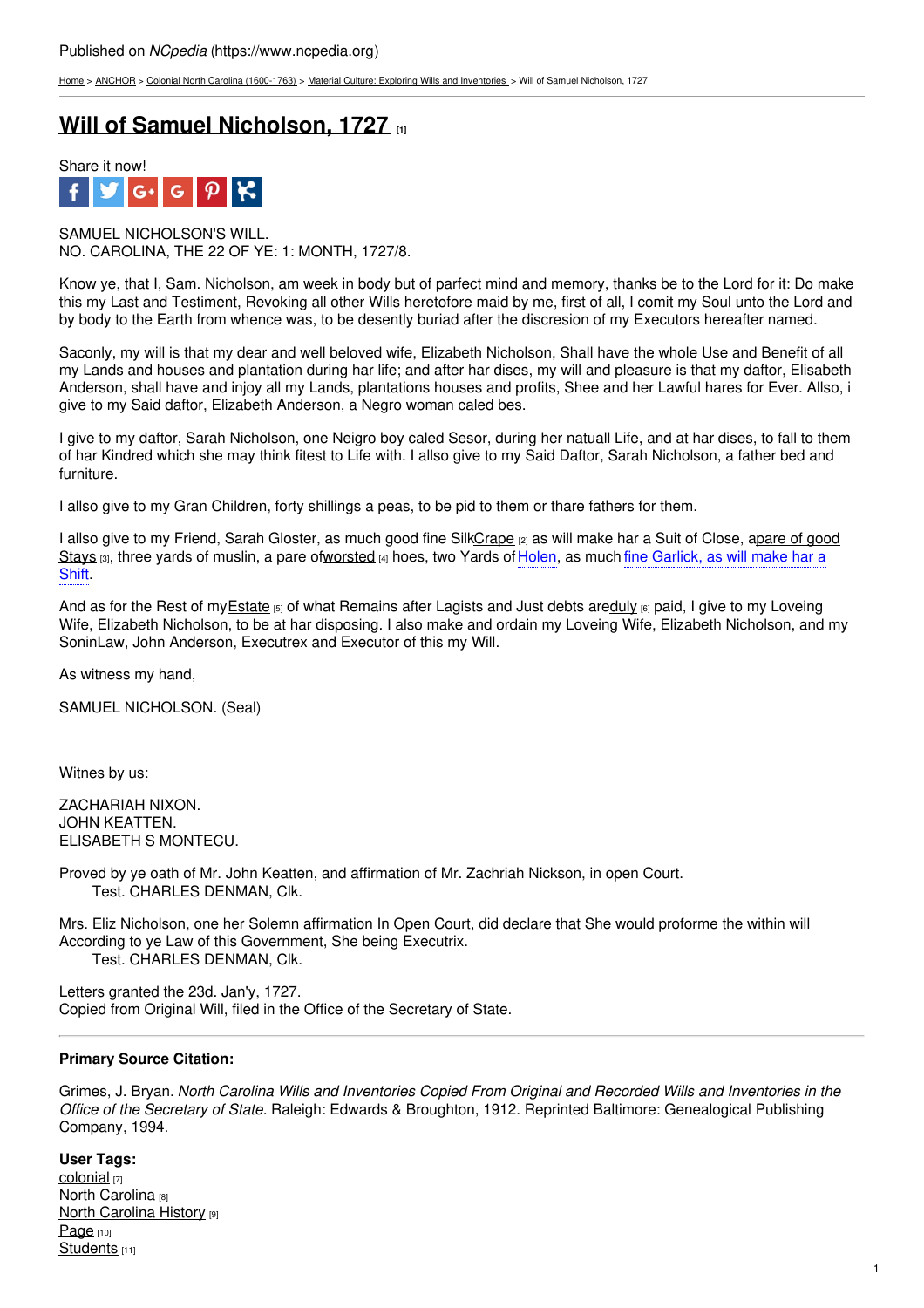Published on *NCpedia* (https://www.ncpedia.org)

Home > ANCHOR > Colonial North Carolina (1600-1763) > Material Culture: Exploring Wills and Inventories > Will of Samuel Nicholson, 1727

# Will of Samuel Nicholson, 1727 [1]

Share it now!

SAMUEL NICHOLSON'S WILL.
NO. CAROLINA, THE 22 OF YE: 1: MONTH, 1727/8.

Know ye, that I, Sam. Nicholson, am week in body but of parfect mind and memory, thanks be to the Lord for it: Do make this my Last and Testiment, Revoking all other Wills heretofore maid by me, first of all, I comit my Soul unto the Lord and by body to the Earth from whence was, to be desently buriad after the discresion of my Executors hereafter named.

Saconly, my will is that my dear and well beloved wife, Elizabeth Nicholson, Shall have the whole Use and Benefit of all my Lands and houses and plantation during har life; and after har dises, my will and pleasure is that my daftor, Elisabeth Anderson, shall have and injoy all my Lands, plantations houses and profits, Shee and her Lawful hares for Ever. Allso, i give to my Said daftor, Elizabeth Anderson, a Negro woman caled bes.

I give to my daftor, Sarah Nicholson, one Neigro boy caled Sesor, during her natuall Life, and at har dises, to fall to them of har Kindred which she may think fitest to Life with. I allso give to my Said Daftor, Sarah Nicholson, a father bed and furniture.

I allso give to my Gran Children, forty shillings a peas, to be pid to them or thare fathers for them.

I allso give to my Friend, Sarah Gloster, as much good fine SilkCrape [2] as will make har a Suit of Close, apare of good Stays [3], three yards of muslin, a pare ofworsted [4] hoes, two Yards of Holen, as much fine Garlick, as will make har a Shift.

And as for the Rest of myEstate [5] of what Remains after Lagists and Just debts areduly [6] paid, I give to my Loveing Wife, Elizabeth Nicholson, to be at har disposing. I also make and ordain my Loveing Wife, Elizabeth Nicholson, and my SoninLaw, John Anderson, Executrex and Executor of this my Will.

As witness my hand,

SAMUEL NICHOLSON. (Seal)

Witnes by us:

ZACHARIAH NIXON.
JOHN KEATTEN.
ELISABETH S MONTECU.

Proved by ye oath of Mr. John Keatten, and affirmation of Mr. Zachriah Nickson, in open Court.
Test. CHARLES DENMAN, Clk.

Mrs. Eliz Nicholson, one her Solemn affirmation In Open Court, did declare that She would proforme the within will According to ye Law of this Government, She being Executrix.
Test. CHARLES DENMAN, Clk.

Letters granted the 23d. Jan'y, 1727.
Copied from Original Will, filed in the Office of the Secretary of State.

---

**Primary Source Citation:**

Grimes, J. Bryan. *North Carolina Wills and Inventories Copied From Original and Recorded Wills and Inventories in the Office of the Secretary of State.* Raleigh: Edwards & Broughton, 1912. Reprinted Baltimore: Genealogical Publishing Company, 1994.

**User Tags:**
colonial [7]
North Carolina [8]
North Carolina History [9]
Page [10]
Students [11]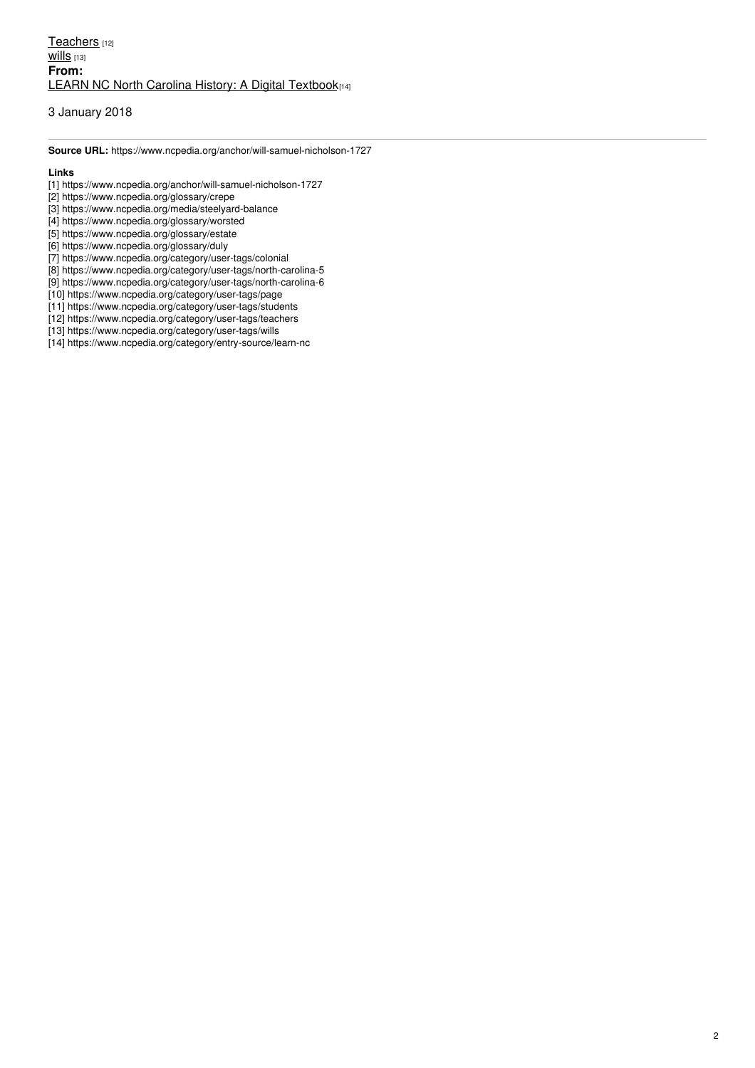Teachers [12]
wills [13]
**From:**
LEARN NC North Carolina History: A Digital Textbook[14]

3 January 2018

---

**Source URL:** https://www.ncpedia.org/anchor/will-samuel-nicholson-1727

**Links**

[1] https://www.ncpedia.org/anchor/will-samuel-nicholson-1727
[2] https://www.ncpedia.org/glossary/crepe
[3] https://www.ncpedia.org/media/steelyard-balance
[4] https://www.ncpedia.org/glossary/worsted
[5] https://www.ncpedia.org/glossary/estate
[6] https://www.ncpedia.org/glossary/duly
[7] https://www.ncpedia.org/category/user-tags/colonial
[8] https://www.ncpedia.org/category/user-tags/north-carolina-5
[9] https://www.ncpedia.org/category/user-tags/north-carolina-6
[10] https://www.ncpedia.org/category/user-tags/page
[11] https://www.ncpedia.org/category/user-tags/students
[12] https://www.ncpedia.org/category/user-tags/teachers
[13] https://www.ncpedia.org/category/user-tags/wills
[14] https://www.ncpedia.org/category/entry-source/learn-nc